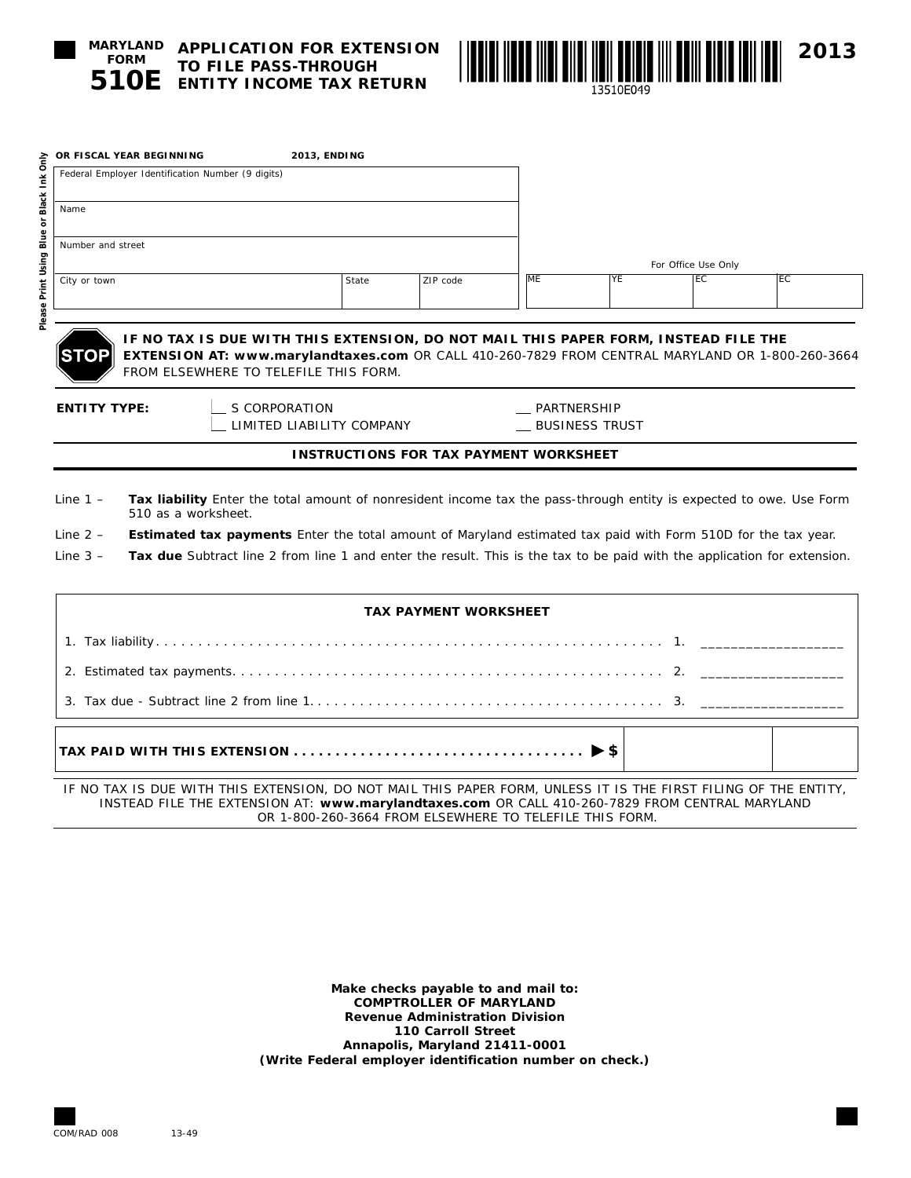# MARYLAND FORM 510E

## APPLICATION FOR EXTENSION TO FILE PASS-THROUGH ENTITY INCOME TAX RETURN

13510E049

2013

Please Print Using Blue or Black Ink Only

OR FISCAL YEAR BEGINNING 2013, ENDING

| Federal Employer Identification Number (9 digits) | | |
|---|---|---|
| Name | | |
| Number and street | | |
| City or town | State | ZIP code |

For Office Use Only

| ME | YE | EC | EC |
|---|---|---|---|
| | | | |

**STOP** **IF NO TAX IS DUE WITH THIS EXTENSION, DO NOT MAIL THIS PAPER FORM, INSTEAD FILE THE EXTENSION AT: www.marylandtaxes.com** OR CALL 410-260-7829 FROM CENTRAL MARYLAND OR 1-800-260-3664 FROM ELSEWHERE TO TELEFILE THIS FORM.

**ENTITY TYPE:**

__ S CORPORATION

__ PARTNERSHIP

__ LIMITED LIABILITY COMPANY

__ BUSINESS TRUST

### INSTRUCTIONS FOR TAX PAYMENT WORKSHEET

Line 1 – **Tax liability** Enter the total amount of nonresident income tax the pass-through entity is expected to owe. Use Form 510 as a worksheet.

Line 2 – **Estimated tax payments** Enter the total amount of Maryland estimated tax paid with Form 510D for the tax year.

Line 3 – **Tax due** Subtract line 2 from line 1 and enter the result. This is the tax to be paid with the application for extension.

### TAX PAYMENT WORKSHEET

1. Tax liability. . . . . . . . . . . . . . . . . . . . . . . . . . . . . . . . . . . . . . . . . . . . . . . . . . . . . . . . . . . . 1. ___________________
2. Estimated tax payments. . . . . . . . . . . . . . . . . . . . . . . . . . . . . . . . . . . . . . . . . . . . . . . . . . . 2. ___________________
3. Tax due - Subtract line 2 from line 1. . . . . . . . . . . . . . . . . . . . . . . . . . . . . . . . . . . . . . . . . . 3. ___________________

**TAX PAID WITH THIS EXTENSION . . . . . . . . . . . . . . . . . . . . . . . . . . . . . . . . . . ▶$**

IF NO TAX IS DUE WITH THIS EXTENSION, DO NOT MAIL THIS PAPER FORM, UNLESS IT IS THE FIRST FILING OF THE ENTITY, INSTEAD FILE THE EXTENSION AT: **www.marylandtaxes.com** OR CALL 410-260-7829 FROM CENTRAL MARYLAND OR 1-800-260-3664 FROM ELSEWHERE TO TELEFILE THIS FORM.

**Make checks payable to and mail to:**
**COMPTROLLER OF MARYLAND**
**Revenue Administration Division**
**110 Carroll Street**
**Annapolis, Maryland 21411-0001**
**(Write Federal employer identification number on check.)**

COM/RAD 008 13-49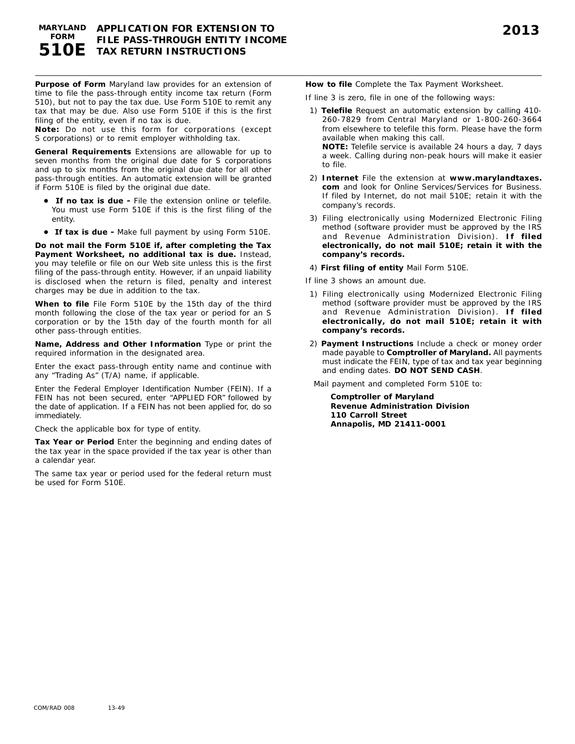# MARYLAND FORM 510E APPLICATION FOR EXTENSION TO FILE PASS-THROUGH ENTITY INCOME TAX RETURN INSTRUCTIONS

**2013**

**Purpose of Form** Maryland law provides for an extension of time to file the pass-through entity income tax return (Form 510), but not to pay the tax due. Use Form 510E to remit any tax that may be due. Also use Form 510E if this is the first filing of the entity, even if no tax is due.

**Note:** Do not use this form for corporations (except S corporations) or to remit employer withholding tax.

**General Requirements** Extensions are allowable for up to seven months from the original due date for S corporations and up to six months from the original due date for all other pass-through entities. An automatic extension will be granted if Form 510E is filed by the original due date.

- **If no tax is due –** File the extension online or telefile. You must use Form 510E if this is the first filing of the entity.
- **If tax is due –** Make full payment by using Form 510E.

**Do not mail the Form 510E if, after completing the Tax Payment Worksheet, no additional tax is due.** Instead, you may telefile or file on our Web site unless this is the first filing of the pass-through entity. However, if an unpaid liability is disclosed when the return is filed, penalty and interest charges may be due in addition to the tax.

**When to file** File Form 510E by the 15th day of the third month following the close of the tax year or period for an S corporation or by the 15th day of the fourth month for all other pass-through entities.

**Name, Address and Other Information** Type or print the required information in the designated area.

Enter the exact pass-through entity name and continue with any "Trading As" (T/A) name, if applicable.

Enter the Federal Employer Identification Number (FEIN). If a FEIN has not been secured, enter "APPLIED FOR" followed by the date of application. If a FEIN has not been applied for, do so immediately.

Check the applicable box for type of entity.

**Tax Year or Period** Enter the beginning and ending dates of the tax year in the space provided if the tax year is other than a calendar year.

The same tax year or period used for the federal return must be used for Form 510E.

**How to file** Complete the Tax Payment Worksheet.

If line 3 is zero, file in one of the following ways:

1) **Telefile** Request an automatic extension by calling 410-260-7829 from Central Maryland or 1-800-260-3664 from elsewhere to telefile this form. Please have the form available when making this call.
   **NOTE:** Telefile service is available 24 hours a day, 7 days a week. Calling during non-peak hours will make it easier to file.
2) **Internet** File the extension at **www.marylandtaxes.com** and look for Online Services/Services for Business. If filed by Internet, do not mail 510E; retain it with the company's records.
3) Filing electronically using Modernized Electronic Filing method (software provider must be approved by the IRS and Revenue Administration Division). **If filed electronically, do not mail 510E; retain it with the company's records.**
4) **First filing of entity** Mail Form 510E.

If line 3 shows an amount due.

1) Filing electronically using Modernized Electronic Filing method (software provider must be approved by the IRS and Revenue Administration Division). **If filed electronically, do not mail 510E; retain it with company's records.**
2) **Payment Instructions** Include a check or money order made payable to **Comptroller of Maryland.** All payments must indicate the FEIN, type of tax and tax year beginning and ending dates. **DO NOT SEND CASH**.

Mail payment and completed Form 510E to:

**Comptroller of Maryland**
**Revenue Administration Division**
**110 Carroll Street**
**Annapolis, MD 21411-0001**

COM/RAD 008 13-49